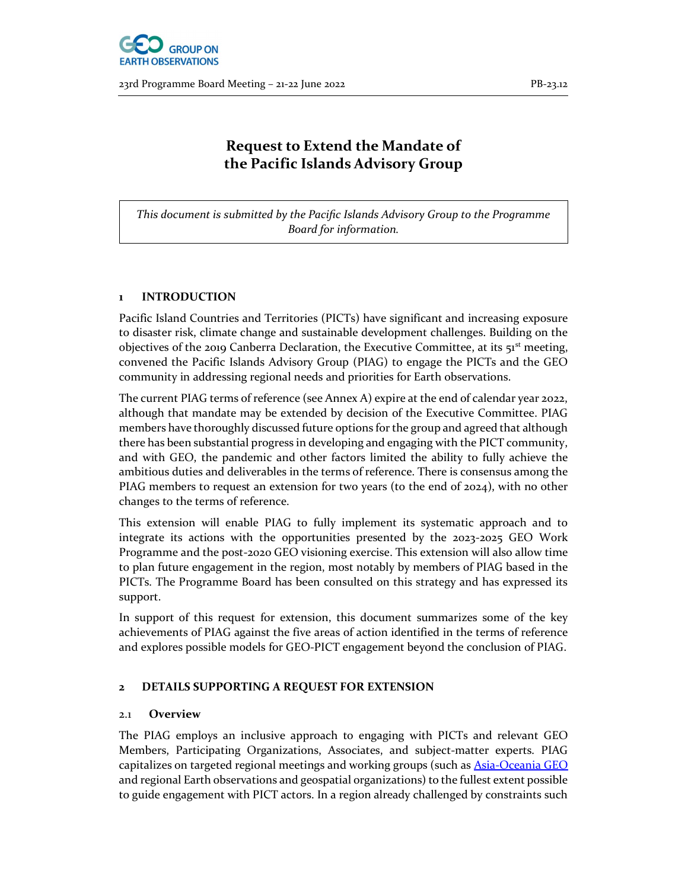# Request to Extend the Mandate of the Pacific Islands Advisory Group

*This document is submitted by the Pacific Islands Advisory Group to the Programme Board for information.*

## 1 INTRODUCTION

Pacific Island Countries and Territories (PICTs) have significant and increasing exposure to disaster risk, climate change and sustainable development challenges. Building on the objectives of the 2019 Canberra Declaration, the Executive Committee, at its 51st meeting, convened the Pacific Islands Advisory Group (PIAG) to engage the PICTs and the GEO community in addressing regional needs and priorities for Earth observations.

The current PIAG terms of reference (see Annex A) expire at the end of calendar year 2022, although that mandate may be extended by decision of the Executive Committee. PIAG members have thoroughly discussed future options for the group and agreed that although there has been substantial progress in developing and engaging with the PICT community, and with GEO, the pandemic and other factors limited the ability to fully achieve the ambitious duties and deliverables in the terms of reference. There is consensus among the PIAG members to request an extension for two years (to the end of 2024), with no other changes to the terms of reference.

This extension will enable PIAG to fully implement its systematic approach and to integrate its actions with the opportunities presented by the 2023-2025 GEO Work Programme and the post-2020 GEO visioning exercise. This extension will also allow time to plan future engagement in the region, most notably by members of PIAG based in the PICTs. The Programme Board has been consulted on this strategy and has expressed its support.

In support of this request for extension, this document summarizes some of the key achievements of PIAG against the five areas of action identified in the terms of reference and explores possible models for GEO-PICT engagement beyond the conclusion of PIAG.

## 2 DETAILS SUPPORTING A REQUEST FOR EXTENSION

### 2.1 Overview

The PIAG employs an inclusive approach to engaging with PICTs and relevant GEO Members, Participating Organizations, Associates, and subject-matter experts. PIAG capitalizes on targeted regional meetings and working groups (such as Asia-Oceania GEO and regional Earth observations and geospatial organizations) to the fullest extent possible to guide engagement with PICT actors. In a region already challenged by constraints such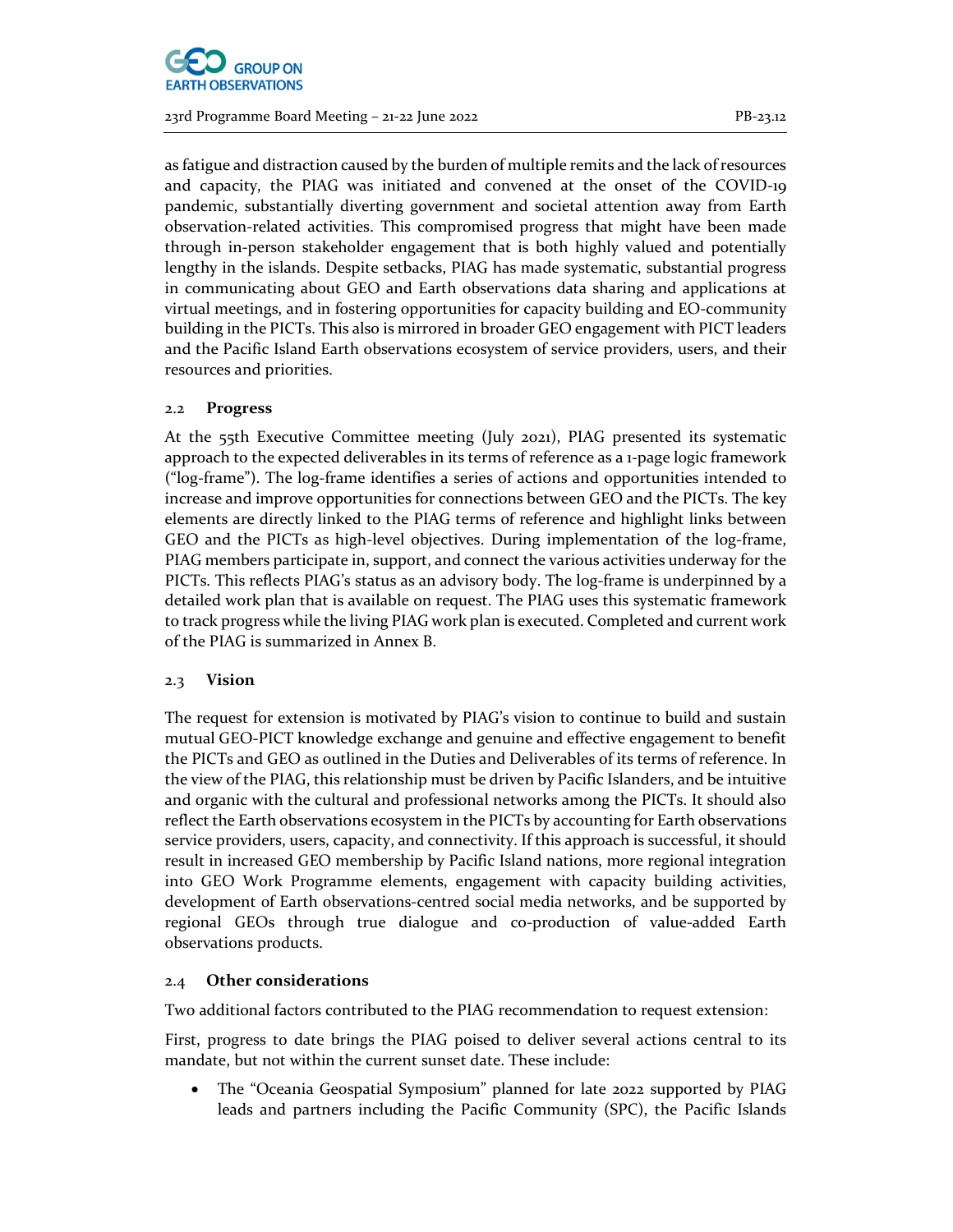as fatigue and distraction caused by the burden of multiple remits and the lack of resources and capacity, the PIAG was initiated and convened at the onset of the COVID-19 pandemic, substantially diverting government and societal attention away from Earth observation-related activities. This compromised progress that might have been made through in-person stakeholder engagement that is both highly valued and potentially lengthy in the islands. Despite setbacks, PIAG has made systematic, substantial progress in communicating about GEO and Earth observations data sharing and applications at virtual meetings, and in fostering opportunities for capacity building and EO-community building in the PICTs. This also is mirrored in broader GEO engagement with PICT leaders and the Pacific Island Earth observations ecosystem of service providers, users, and their resources and priorities.

### 2.2 Progress

At the 55th Executive Committee meeting (July 2021), PIAG presented its systematic approach to the expected deliverables in its terms of reference as a 1-page logic framework ("log-frame"). The log-frame identifies a series of actions and opportunities intended to increase and improve opportunities for connections between GEO and the PICTs. The key elements are directly linked to the PIAG terms of reference and highlight links between GEO and the PICTs as high-level objectives. During implementation of the log-frame, PIAG members participate in, support, and connect the various activities underway for the PICTs. This reflects PIAG's status as an advisory body. The log-frame is underpinned by a detailed work plan that is available on request. The PIAG uses this systematic framework to track progress while the living PIAG work plan is executed. Completed and current work of the PIAG is summarized in Annex B.

### 2.3 Vision

The request for extension is motivated by PIAG's vision to continue to build and sustain mutual GEO-PICT knowledge exchange and genuine and effective engagement to benefit the PICTs and GEO as outlined in the Duties and Deliverables of its terms of reference. In the view of the PIAG, this relationship must be driven by Pacific Islanders, and be intuitive and organic with the cultural and professional networks among the PICTs. It should also reflect the Earth observations ecosystem in the PICTs by accounting for Earth observations service providers, users, capacity, and connectivity. If this approach is successful, it should result in increased GEO membership by Pacific Island nations, more regional integration into GEO Work Programme elements, engagement with capacity building activities, development of Earth observations-centred social media networks, and be supported by regional GEOs through true dialogue and co-production of value-added Earth observations products.

### 2.4 Other considerations

Two additional factors contributed to the PIAG recommendation to request extension:

First, progress to date brings the PIAG poised to deliver several actions central to its mandate, but not within the current sunset date. These include:

- The "Oceania Geospatial Symposium" planned for late 2022 supported by PIAG leads and partners including the Pacific Community (SPC), the Pacific Islands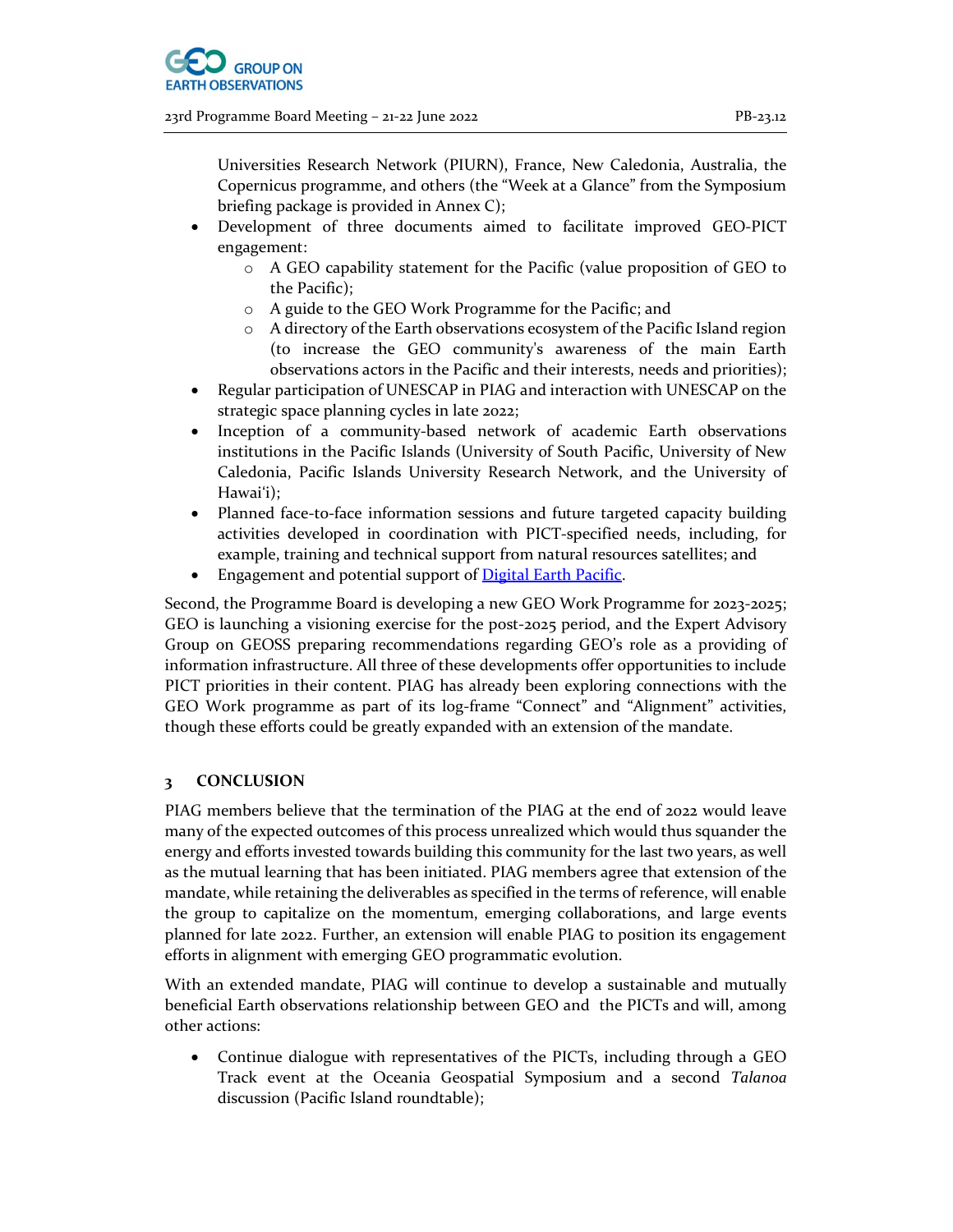Universities Research Network (PIURN), France, New Caledonia, Australia, the Copernicus programme, and others (the "Week at a Glance" from the Symposium briefing package is provided in Annex C);

- Development of three documents aimed to facilitate improved GEO-PICT engagement:
    - A GEO capability statement for the Pacific (value proposition of GEO to the Pacific);
    - A guide to the GEO Work Programme for the Pacific; and
    - A directory of the Earth observations ecosystem of the Pacific Island region (to increase the GEO community's awareness of the main Earth observations actors in the Pacific and their interests, needs and priorities);
- Regular participation of UNESCAP in PIAG and interaction with UNESCAP on the strategic space planning cycles in late 2022;
- Inception of a community-based network of academic Earth observations institutions in the Pacific Islands (University of South Pacific, University of New Caledonia, Pacific Islands University Research Network, and the University of Hawai'i);
- Planned face-to-face information sessions and future targeted capacity building activities developed in coordination with PICT-specified needs, including, for example, training and technical support from natural resources satellites; and
- Engagement and potential support of [Digital Earth Pacific](Digital Earth Pacific).

Second, the Programme Board is developing a new GEO Work Programme for 2023-2025; GEO is launching a visioning exercise for the post-2025 period, and the Expert Advisory Group on GEOSS preparing recommendations regarding GEO's role as a providing of information infrastructure. All three of these developments offer opportunities to include PICT priorities in their content. PIAG has already been exploring connections with the GEO Work programme as part of its log-frame "Connect" and "Alignment" activities, though these efforts could be greatly expanded with an extension of the mandate.

## 3 CONCLUSION

PIAG members believe that the termination of the PIAG at the end of 2022 would leave many of the expected outcomes of this process unrealized which would thus squander the energy and efforts invested towards building this community for the last two years, as well as the mutual learning that has been initiated. PIAG members agree that extension of the mandate, while retaining the deliverables as specified in the terms of reference, will enable the group to capitalize on the momentum, emerging collaborations, and large events planned for late 2022. Further, an extension will enable PIAG to position its engagement efforts in alignment with emerging GEO programmatic evolution.

With an extended mandate, PIAG will continue to develop a sustainable and mutually beneficial Earth observations relationship between GEO and the PICTs and will, among other actions:

- Continue dialogue with representatives of the PICTs, including through a GEO Track event at the Oceania Geospatial Symposium and a second *Talanoa* discussion (Pacific Island roundtable);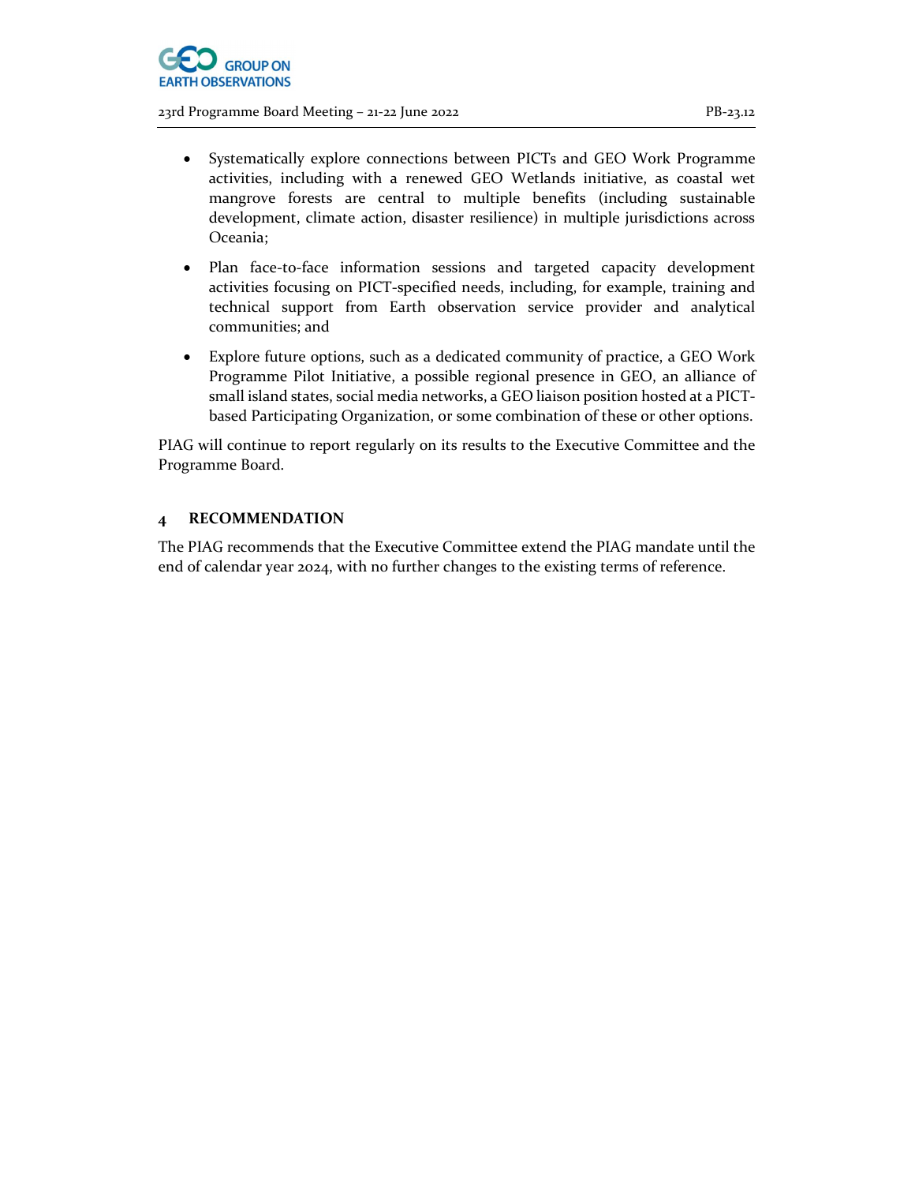- Systematically explore connections between PICTs and GEO Work Programme activities, including with a renewed GEO Wetlands initiative, as coastal wet mangrove forests are central to multiple benefits (including sustainable development, climate action, disaster resilience) in multiple jurisdictions across Oceania;
- Plan face-to-face information sessions and targeted capacity development activities focusing on PICT-specified needs, including, for example, training and technical support from Earth observation service provider and analytical communities; and
- Explore future options, such as a dedicated community of practice, a GEO Work Programme Pilot Initiative, a possible regional presence in GEO, an alliance of small island states, social media networks, a GEO liaison position hosted at a PICT-based Participating Organization, or some combination of these or other options.

PIAG will continue to report regularly on its results to the Executive Committee and the Programme Board.

## 4 RECOMMENDATION

The PIAG recommends that the Executive Committee extend the PIAG mandate until the end of calendar year 2024, with no further changes to the existing terms of reference.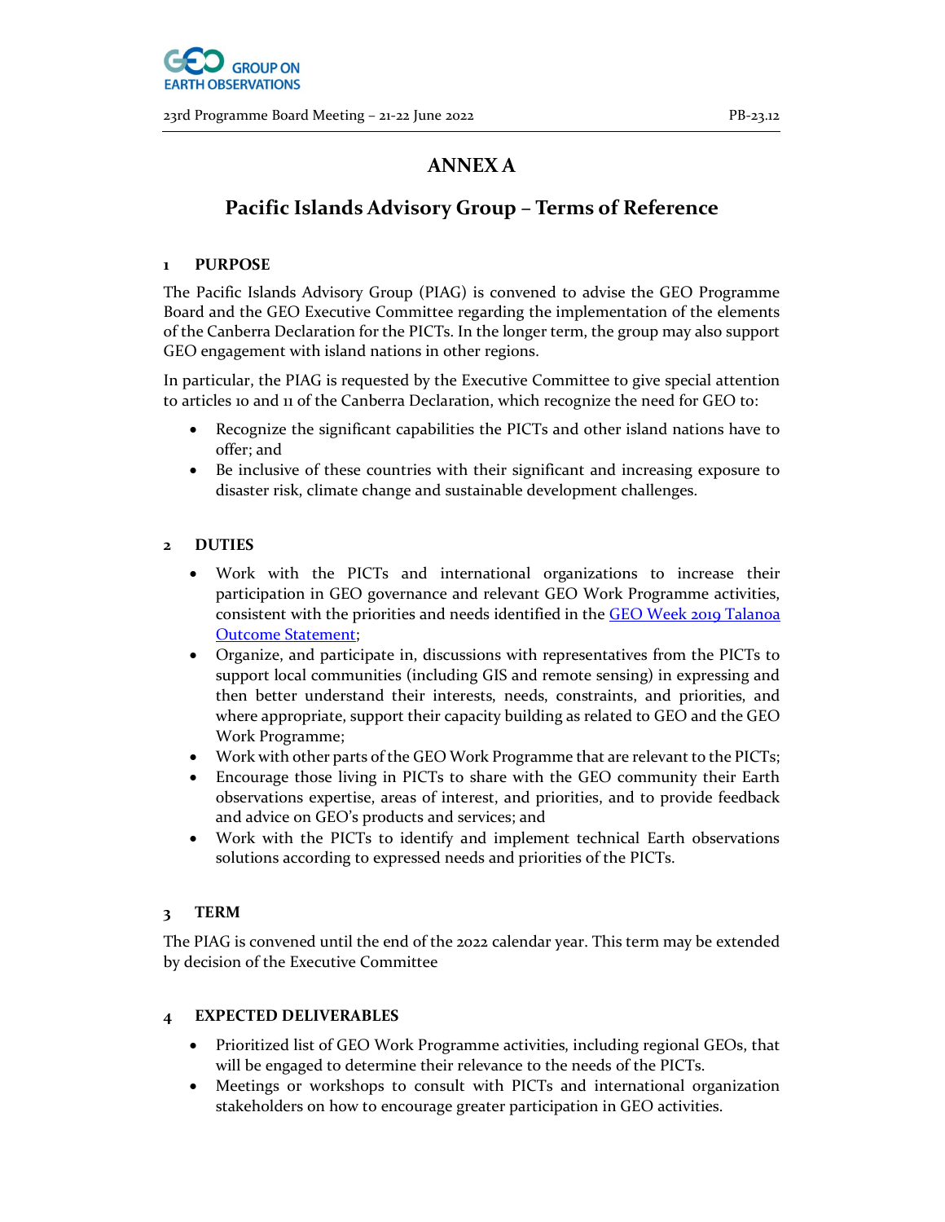# ANNEX A

## Pacific Islands Advisory Group – Terms of Reference

### 1 PURPOSE

The Pacific Islands Advisory Group (PIAG) is convened to advise the GEO Programme Board and the GEO Executive Committee regarding the implementation of the elements of the Canberra Declaration for the PICTs. In the longer term, the group may also support GEO engagement with island nations in other regions.

In particular, the PIAG is requested by the Executive Committee to give special attention to articles 10 and 11 of the Canberra Declaration, which recognize the need for GEO to:

- Recognize the significant capabilities the PICTs and other island nations have to offer; and
- Be inclusive of these countries with their significant and increasing exposure to disaster risk, climate change and sustainable development challenges.

### 2 DUTIES

- Work with the PICTs and international organizations to increase their participation in GEO governance and relevant GEO Work Programme activities, consistent with the priorities and needs identified in the [GEO Week 2019 Talanoa Outcome Statement](GEO Week 2019 Talanoa Outcome Statement);
- Organize, and participate in, discussions with representatives from the PICTs to support local communities (including GIS and remote sensing) in expressing and then better understand their interests, needs, constraints, and priorities, and where appropriate, support their capacity building as related to GEO and the GEO Work Programme;
- Work with other parts of the GEO Work Programme that are relevant to the PICTs;
- Encourage those living in PICTs to share with the GEO community their Earth observations expertise, areas of interest, and priorities, and to provide feedback and advice on GEO's products and services; and
- Work with the PICTs to identify and implement technical Earth observations solutions according to expressed needs and priorities of the PICTs.

### 3 TERM

The PIAG is convened until the end of the 2022 calendar year. This term may be extended by decision of the Executive Committee

### 4 EXPECTED DELIVERABLES

- Prioritized list of GEO Work Programme activities, including regional GEOs, that will be engaged to determine their relevance to the needs of the PICTs.
- Meetings or workshops to consult with PICTs and international organization stakeholders on how to encourage greater participation in GEO activities.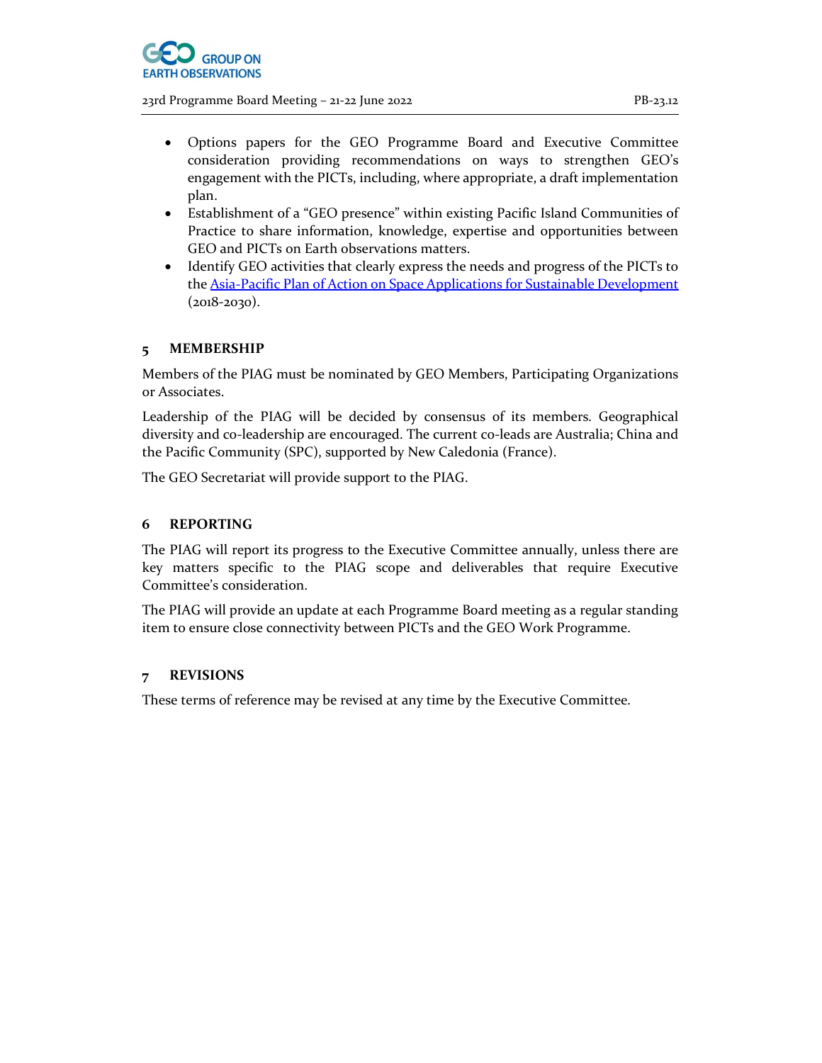- Options papers for the GEO Programme Board and Executive Committee consideration providing recommendations on ways to strengthen GEO's engagement with the PICTs, including, where appropriate, a draft implementation plan.
- Establishment of a "GEO presence" within existing Pacific Island Communities of Practice to share information, knowledge, expertise and opportunities between GEO and PICTs on Earth observations matters.
- Identify GEO activities that clearly express the needs and progress of the PICTs to the [Asia-Pacific Plan of Action on Space Applications for Sustainable Development]() (2018-2030).

## 5 MEMBERSHIP

Members of the PIAG must be nominated by GEO Members, Participating Organizations or Associates.

Leadership of the PIAG will be decided by consensus of its members. Geographical diversity and co-leadership are encouraged. The current co-leads are Australia; China and the Pacific Community (SPC), supported by New Caledonia (France).

The GEO Secretariat will provide support to the PIAG.

## 6 REPORTING

The PIAG will report its progress to the Executive Committee annually, unless there are key matters specific to the PIAG scope and deliverables that require Executive Committee's consideration.

The PIAG will provide an update at each Programme Board meeting as a regular standing item to ensure close connectivity between PICTs and the GEO Work Programme.

## 7 REVISIONS

These terms of reference may be revised at any time by the Executive Committee.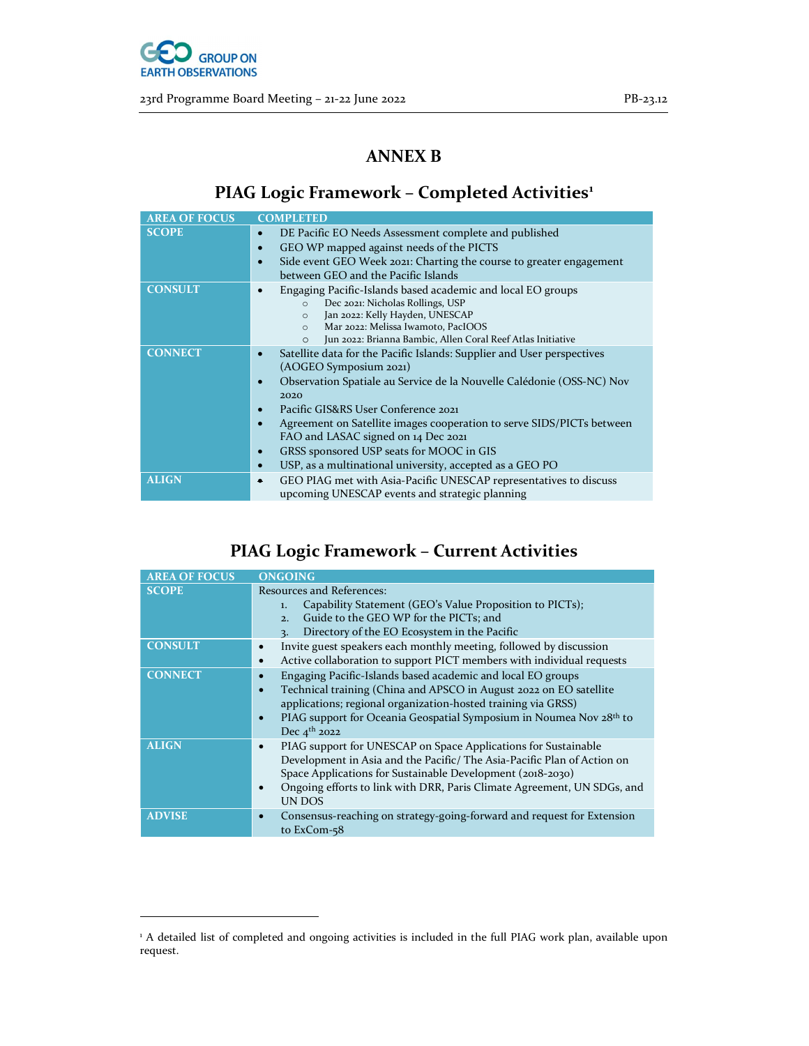# ANNEX B

## PIAG Logic Framework – Completed Activities[1]

| AREA OF FOCUS | COMPLETED |
|---|---|
| **SCOPE** | • DE Pacific EO Needs Assessment complete and published<br>• GEO WP mapped against needs of the PICTS<br>• Side event GEO Week 2021: Charting the course to greater engagement between GEO and the Pacific Islands |
| **CONSULT** | • Engaging Pacific-Islands based academic and local EO groups<br>  ○ Dec 2021: Nicholas Rollings, USP<br>  ○ Jan 2022: Kelly Hayden, UNESCAP<br>  ○ Mar 2022: Melissa Iwamoto, PacIOOS<br>  ○ Jun 2022: Brianna Bambic, Allen Coral Reef Atlas Initiative |
| **CONNECT** | • Satellite data for the Pacific Islands: Supplier and User perspectives (AOGEO Symposium 2021)<br>• Observation Spatiale au Service de la Nouvelle Calédonie (OSS-NC) Nov 2020<br>• Pacific GIS&RS User Conference 2021<br>• Agreement on Satellite images cooperation to serve SIDS/PICTs between FAO and LASAC signed on 14 Dec 2021<br>• GRSS sponsored USP seats for MOOC in GIS<br>• USP, as a multinational university, accepted as a GEO PO |
| **ALIGN** | • GEO PIAG met with Asia-Pacific UNESCAP representatives to discuss upcoming UNESCAP events and strategic planning |

## PIAG Logic Framework – Current Activities

| AREA OF FOCUS | ONGOING |
|---|---|
| **SCOPE** | Resources and References:<br>1. Capability Statement (GEO's Value Proposition to PICTs);<br>2. Guide to the GEO WP for the PICTs; and<br>3. Directory of the EO Ecosystem in the Pacific |
| **CONSULT** | • Invite guest speakers each monthly meeting, followed by discussion<br>• Active collaboration to support PICT members with individual requests |
| **CONNECT** | • Engaging Pacific-Islands based academic and local EO groups<br>• Technical training (China and APSCO in August 2022 on EO satellite applications; regional organization-hosted training via GRSS)<br>• PIAG support for Oceania Geospatial Symposium in Noumea Nov 28th to Dec 4th 2022 |
| **ALIGN** | • PIAG support for UNESCAP on Space Applications for Sustainable Development in Asia and the Pacific/ The Asia-Pacific Plan of Action on Space Applications for Sustainable Development (2018-2030)<br>• Ongoing efforts to link with DRR, Paris Climate Agreement, UN SDGs, and UN DOS |
| **ADVISE** | • Consensus-reaching on strategy-going-forward and request for Extension to ExCom-58 |

[1] A detailed list of completed and ongoing activities is included in the full PIAG work plan, available upon request.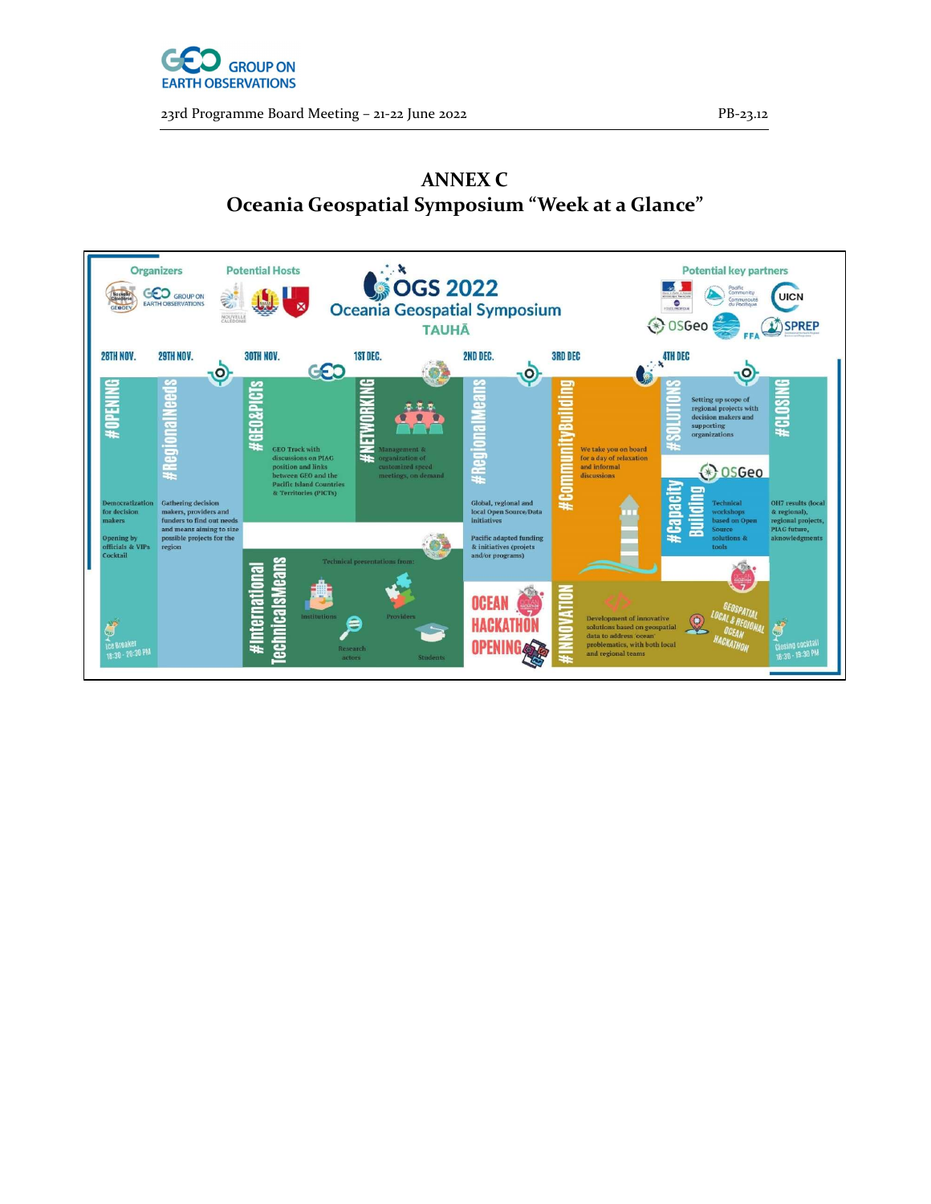# ANNEX C
# Oceania Geospatial Symposium "Week at a Glance"

Organizers

Potential Hosts

OGS 2022
Oceania Geospatial Symposium
TAUHĀ

Potential key partners

28TH NOV.

29TH NOV.

30TH NOV.

1ST DEC.

2ND DEC.

3RD DEC

4TH DEC

#OPENING

Democratization for decision makers

Opening by officials & VIPs Cocktail

Ice Breaker 18:30 - 20:30 PM

#RegionalNeeds

Gathering decision makers, providers and funders to find out needs and means aiming to size possible projects for the region

#GEO&PICTs

GEO Track with discussions on PIAG position and links between GEO and the Pacific Island Countries & Territories (PICTs)

#NETWORKING

Management & organization of customized speed meetings, on demand

#InternationalTechnicalsMeans

Technical presentations from:

Institutions

Providers

Research actors

Students

#RegionalMeans

Global, regional and local Open Source/Data initiatives

Pacific adapted funding & initiatives (projets and/or programs)

OCEAN HACKATHON OPENING

#CommunityBuilding

We take you on board for a day of relaxation and informal discussions

#INNOVATION

Development of innovative solutions based on geospatial data to address 'ocean' problematics, with both local and regional teams

GEOSPATIAL LOCAL & REGIONAL OCEAN HACKATHON

#SOLUTIONS

Setting up scope of regional projects with decision makers and supporting organizations

#Capacity Building

Technical workshops based on Open Source solutions & tools

#CLOSING

OH7 results (local & regional), regional projects, PIAG future, aknowledgments

Closing cocktail 18:30 - 19:30 PM